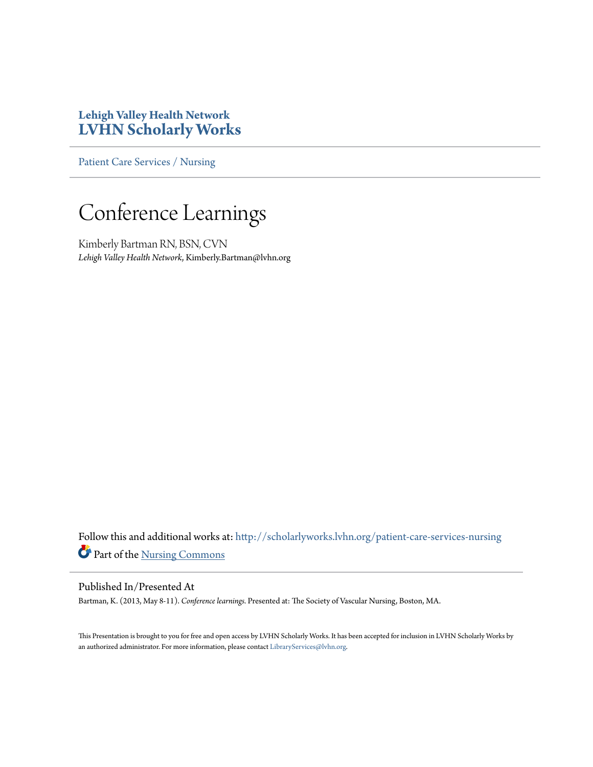**Lehigh Valley Health Network**
**LVHN Scholarly Works**

Patient Care Services / Nursing

# Conference Learnings

Kimberly Bartman RN, BSN, CVN
*Lehigh Valley Health Network*, Kimberly.Bartman@lvhn.org

Follow this and additional works at: http://scholarlyworks.lvhn.org/patient-care-services-nursing
Part of the Nursing Commons

## Published In/Presented At

Bartman, K. (2013, May 8-11). *Conference learnings.* Presented at: The Society of Vascular Nursing, Boston, MA.

This Presentation is brought to you for free and open access by LVHN Scholarly Works. It has been accepted for inclusion in LVHN Scholarly Works by an authorized administrator. For more information, please contact LibraryServices@lvhn.org.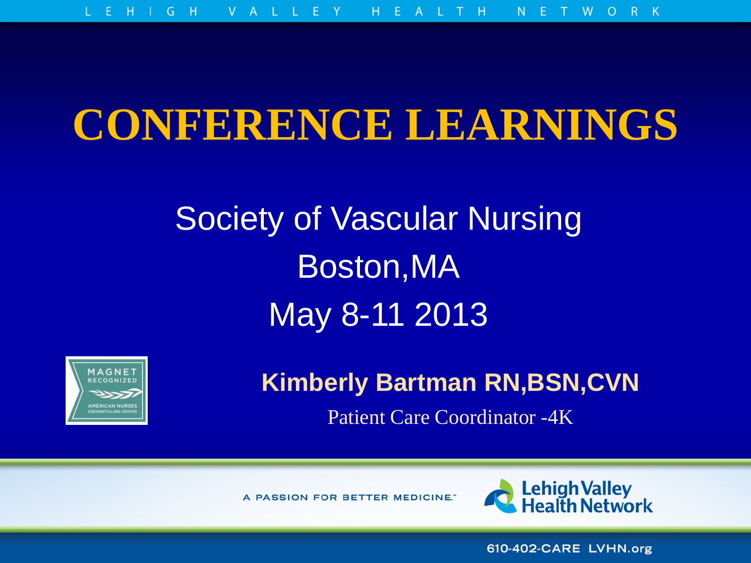# CONFERENCE LEARNINGS

Society of Vascular Nursing

Boston,MA

May 8-11 2013

**Kimberly Bartman RN,BSN,CVN**

Patient Care Coordinator -4K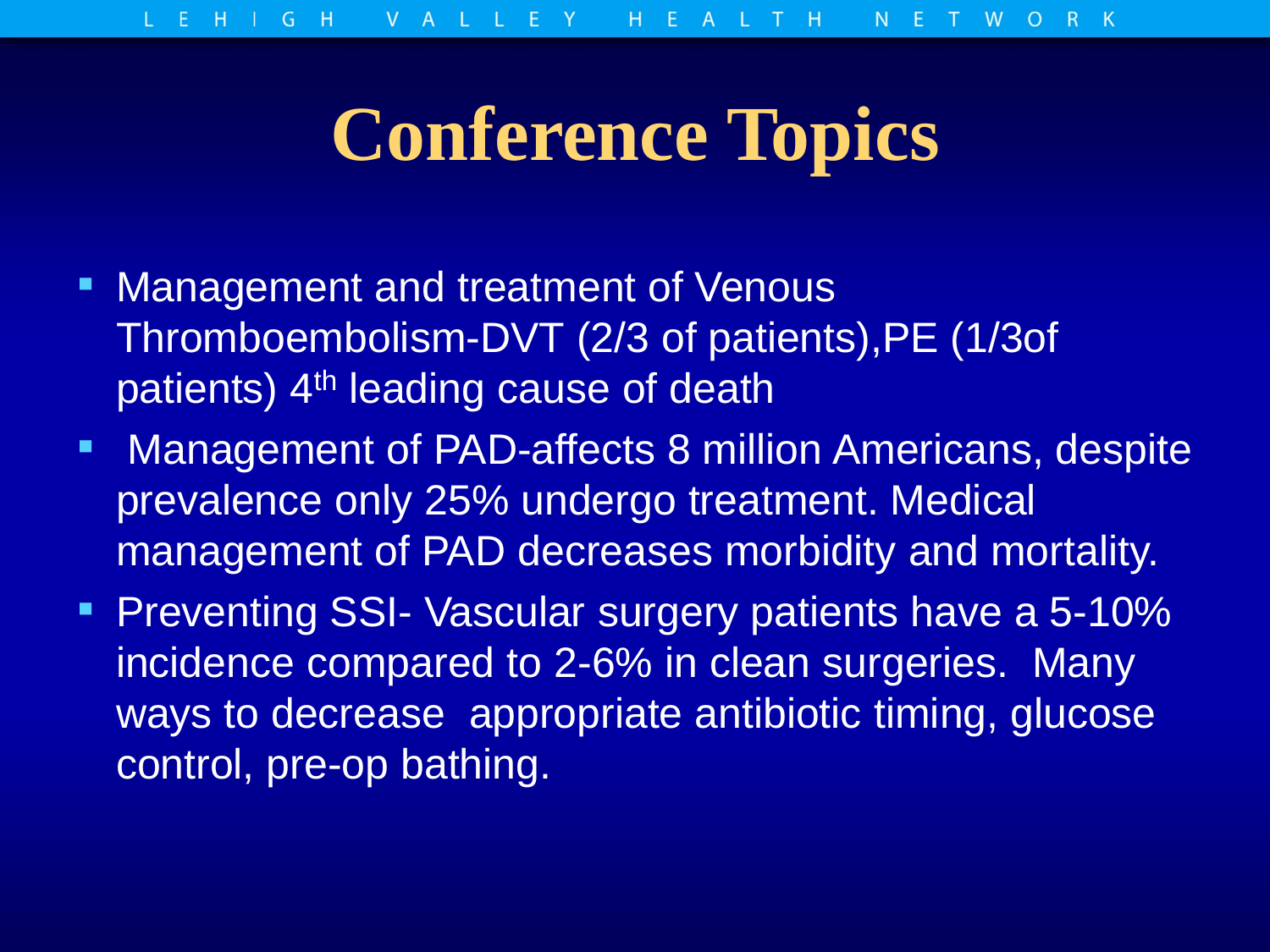# Conference Topics

- Management and treatment of Venous Thromboembolism-DVT (2/3 of patients),PE (1/3of patients) 4th leading cause of death
- Management of PAD-affects 8 million Americans, despite prevalence only 25% undergo treatment. Medical management of PAD decreases morbidity and mortality.
- Preventing SSI- Vascular surgery patients have a 5-10% incidence compared to 2-6% in clean surgeries. Many ways to decrease appropriate antibiotic timing, glucose control, pre-op bathing.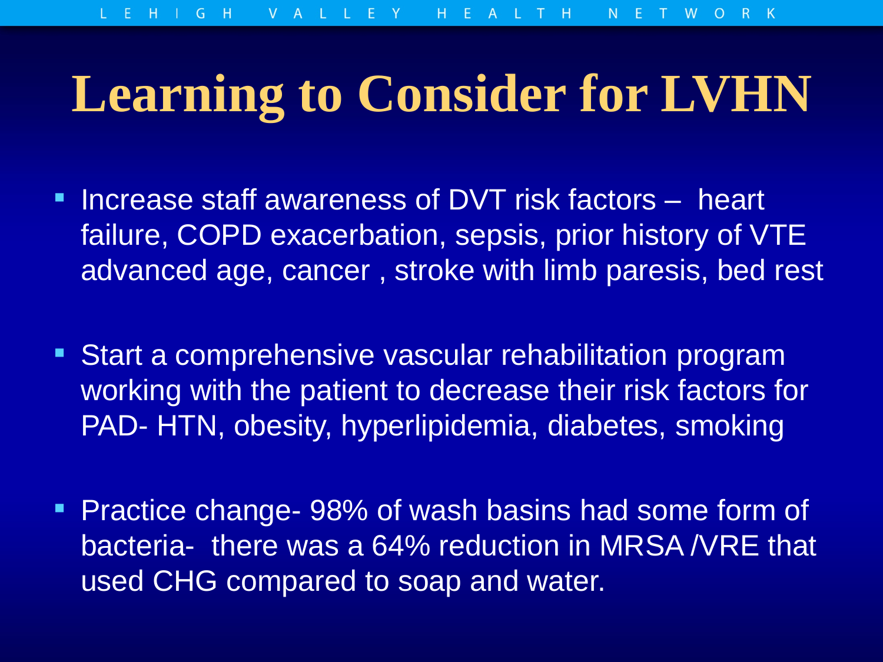# Learning to Consider for LVHN

- Increase staff awareness of DVT risk factors – heart failure, COPD exacerbation, sepsis, prior history of VTE advanced age, cancer , stroke with limb paresis, bed rest
- Start a comprehensive vascular rehabilitation program working with the patient to decrease their risk factors for PAD- HTN, obesity, hyperlipidemia, diabetes, smoking
- Practice change- 98% of wash basins had some form of bacteria- there was a 64% reduction in MRSA /VRE that used CHG compared to soap and water.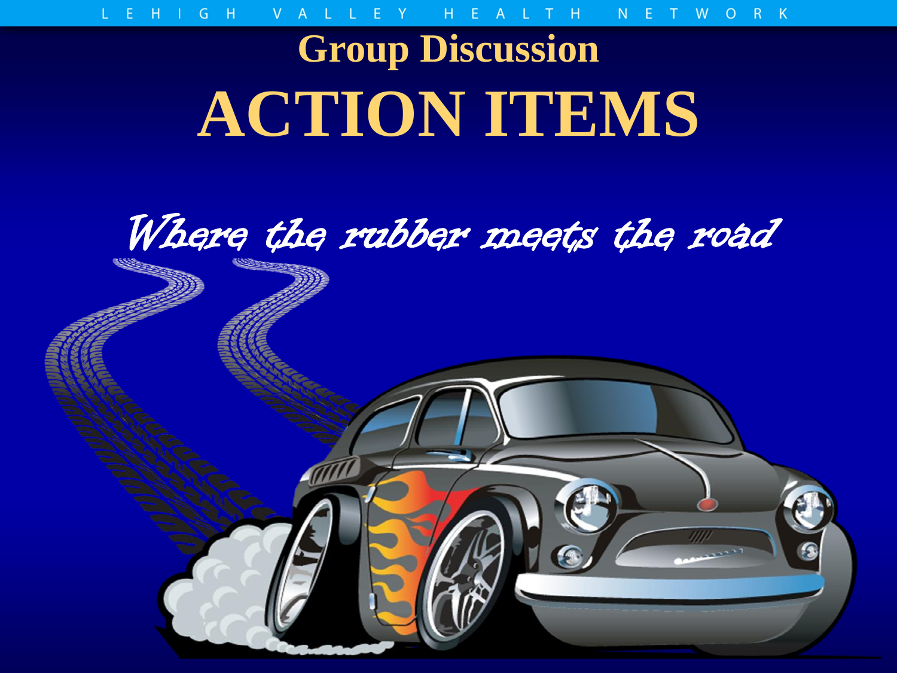## Group Discussion

# ACTION ITEMS

*Where the rubber meets the road*